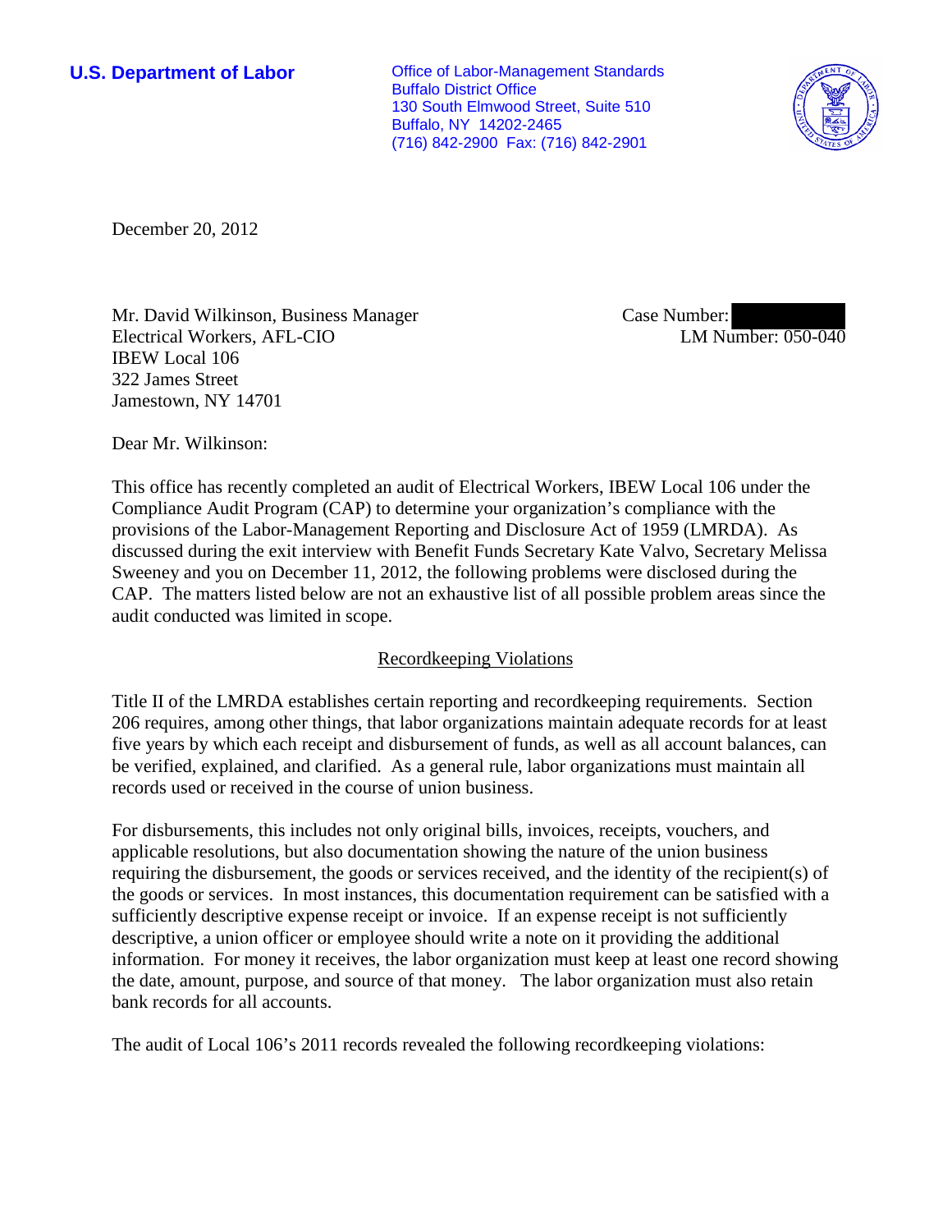**U.S. Department of Labor**

Office of Labor-Management Standards
Buffalo District Office
130 South Elmwood Street, Suite 510
Buffalo, NY 14202-2465
(716) 842-2900 Fax: (716) 842-2901

December 20, 2012

Mr. David Wilkinson, Business Manager
Electrical Workers, AFL-CIO
IBEW Local 106
322 James Street
Jamestown, NY 14701

Case Number: 
LM Number: 050-040

Dear Mr. Wilkinson:

This office has recently completed an audit of Electrical Workers, IBEW Local 106 under the Compliance Audit Program (CAP) to determine your organization's compliance with the provisions of the Labor-Management Reporting and Disclosure Act of 1959 (LMRDA). As discussed during the exit interview with Benefit Funds Secretary Kate Valvo, Secretary Melissa Sweeney and you on December 11, 2012, the following problems were disclosed during the CAP. The matters listed below are not an exhaustive list of all possible problem areas since the audit conducted was limited in scope.

## Recordkeeping Violations

Title II of the LMRDA establishes certain reporting and recordkeeping requirements. Section 206 requires, among other things, that labor organizations maintain adequate records for at least five years by which each receipt and disbursement of funds, as well as all account balances, can be verified, explained, and clarified. As a general rule, labor organizations must maintain all records used or received in the course of union business.

For disbursements, this includes not only original bills, invoices, receipts, vouchers, and applicable resolutions, but also documentation showing the nature of the union business requiring the disbursement, the goods or services received, and the identity of the recipient(s) of the goods or services. In most instances, this documentation requirement can be satisfied with a sufficiently descriptive expense receipt or invoice. If an expense receipt is not sufficiently descriptive, a union officer or employee should write a note on it providing the additional information. For money it receives, the labor organization must keep at least one record showing the date, amount, purpose, and source of that money. The labor organization must also retain bank records for all accounts.

The audit of Local 106's 2011 records revealed the following recordkeeping violations: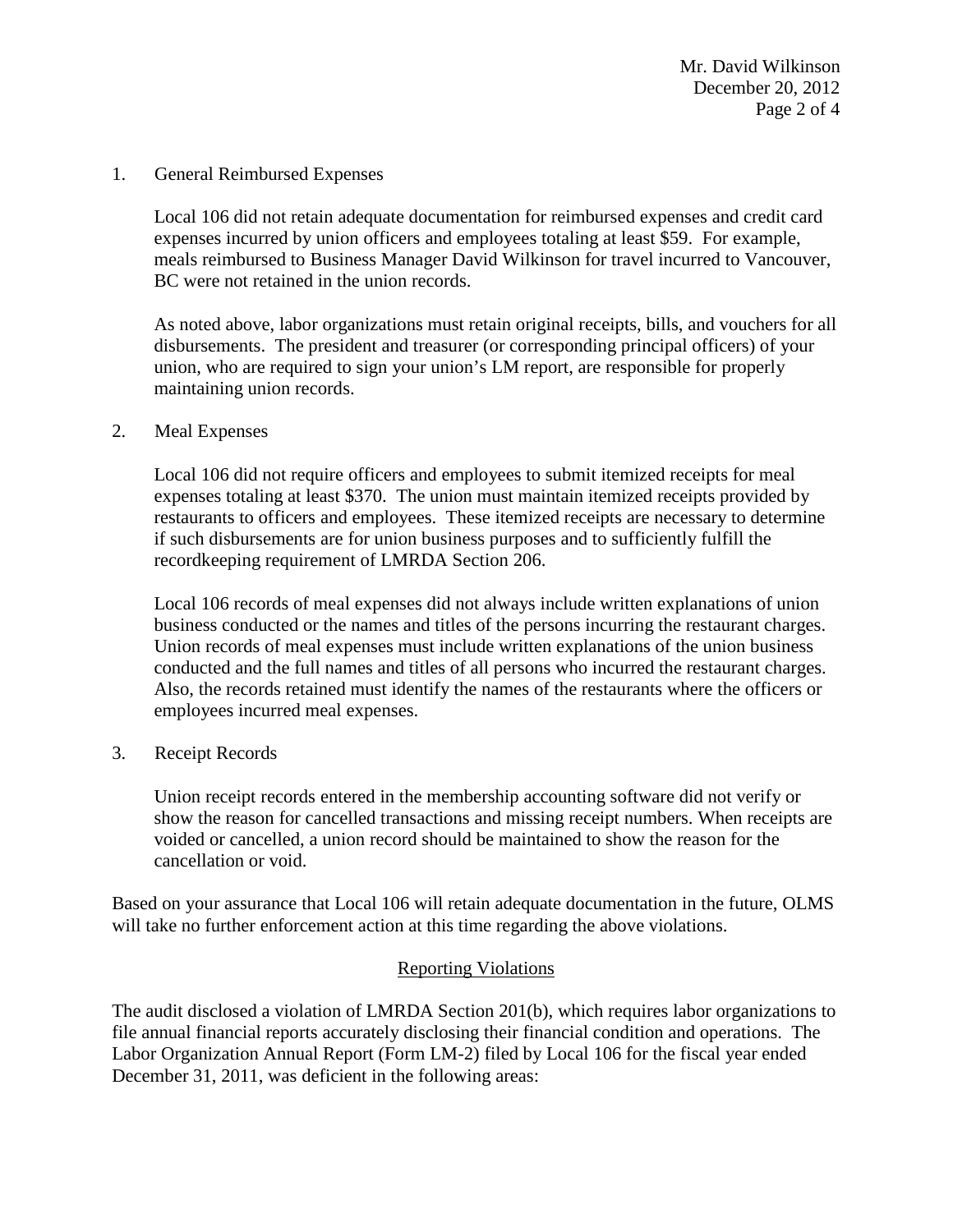1. General Reimbursed Expenses

   Local 106 did not retain adequate documentation for reimbursed expenses and credit card expenses incurred by union officers and employees totaling at least $59. For example, meals reimbursed to Business Manager David Wilkinson for travel incurred to Vancouver, BC were not retained in the union records.

   As noted above, labor organizations must retain original receipts, bills, and vouchers for all disbursements. The president and treasurer (or corresponding principal officers) of your union, who are required to sign your union's LM report, are responsible for properly maintaining union records.

2. Meal Expenses

   Local 106 did not require officers and employees to submit itemized receipts for meal expenses totaling at least $370. The union must maintain itemized receipts provided by restaurants to officers and employees. These itemized receipts are necessary to determine if such disbursements are for union business purposes and to sufficiently fulfill the recordkeeping requirement of LMRDA Section 206.

   Local 106 records of meal expenses did not always include written explanations of union business conducted or the names and titles of the persons incurring the restaurant charges. Union records of meal expenses must include written explanations of the union business conducted and the full names and titles of all persons who incurred the restaurant charges. Also, the records retained must identify the names of the restaurants where the officers or employees incurred meal expenses.

3. Receipt Records

   Union receipt records entered in the membership accounting software did not verify or show the reason for cancelled transactions and missing receipt numbers. When receipts are voided or cancelled, a union record should be maintained to show the reason for the cancellation or void.

Based on your assurance that Local 106 will retain adequate documentation in the future, OLMS will take no further enforcement action at this time regarding the above violations.

## Reporting Violations

The audit disclosed a violation of LMRDA Section 201(b), which requires labor organizations to file annual financial reports accurately disclosing their financial condition and operations. The Labor Organization Annual Report (Form LM-2) filed by Local 106 for the fiscal year ended December 31, 2011, was deficient in the following areas: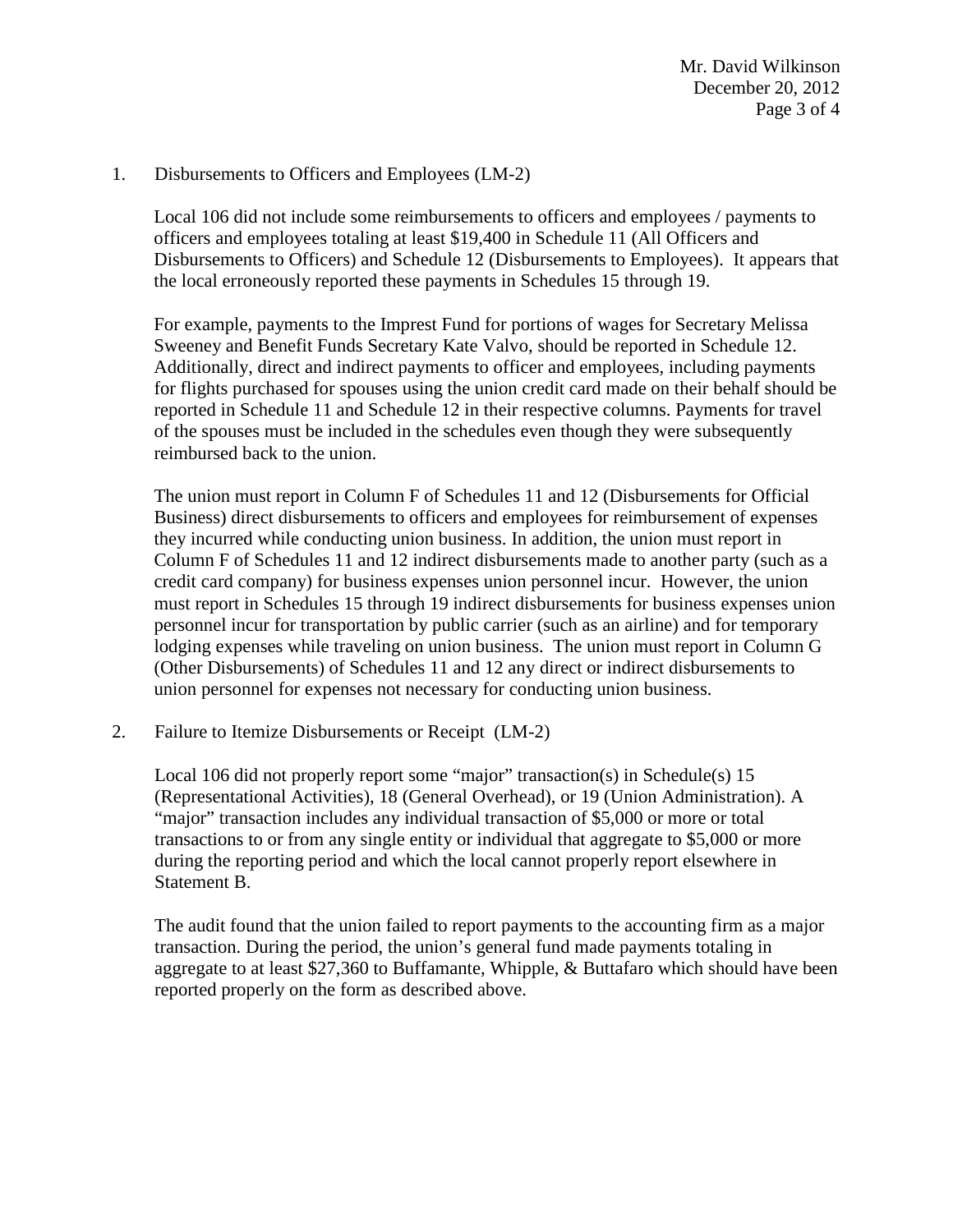1. Disbursements to Officers and Employees (LM-2)

   Local 106 did not include some reimbursements to officers and employees / payments to officers and employees totaling at least $19,400 in Schedule 11 (All Officers and Disbursements to Officers) and Schedule 12 (Disbursements to Employees). It appears that the local erroneously reported these payments in Schedules 15 through 19.

   For example, payments to the Imprest Fund for portions of wages for Secretary Melissa Sweeney and Benefit Funds Secretary Kate Valvo, should be reported in Schedule 12. Additionally, direct and indirect payments to officer and employees, including payments for flights purchased for spouses using the union credit card made on their behalf should be reported in Schedule 11 and Schedule 12 in their respective columns. Payments for travel of the spouses must be included in the schedules even though they were subsequently reimbursed back to the union.

   The union must report in Column F of Schedules 11 and 12 (Disbursements for Official Business) direct disbursements to officers and employees for reimbursement of expenses they incurred while conducting union business. In addition, the union must report in Column F of Schedules 11 and 12 indirect disbursements made to another party (such as a credit card company) for business expenses union personnel incur. However, the union must report in Schedules 15 through 19 indirect disbursements for business expenses union personnel incur for transportation by public carrier (such as an airline) and for temporary lodging expenses while traveling on union business. The union must report in Column G (Other Disbursements) of Schedules 11 and 12 any direct or indirect disbursements to union personnel for expenses not necessary for conducting union business.

2. Failure to Itemize Disbursements or Receipt (LM-2)

   Local 106 did not properly report some "major" transaction(s) in Schedule(s) 15 (Representational Activities), 18 (General Overhead), or 19 (Union Administration). A "major" transaction includes any individual transaction of $5,000 or more or total transactions to or from any single entity or individual that aggregate to $5,000 or more during the reporting period and which the local cannot properly report elsewhere in Statement B.

   The audit found that the union failed to report payments to the accounting firm as a major transaction. During the period, the union's general fund made payments totaling in aggregate to at least $27,360 to Buffamante, Whipple, & Buttafaro which should have been reported properly on the form as described above.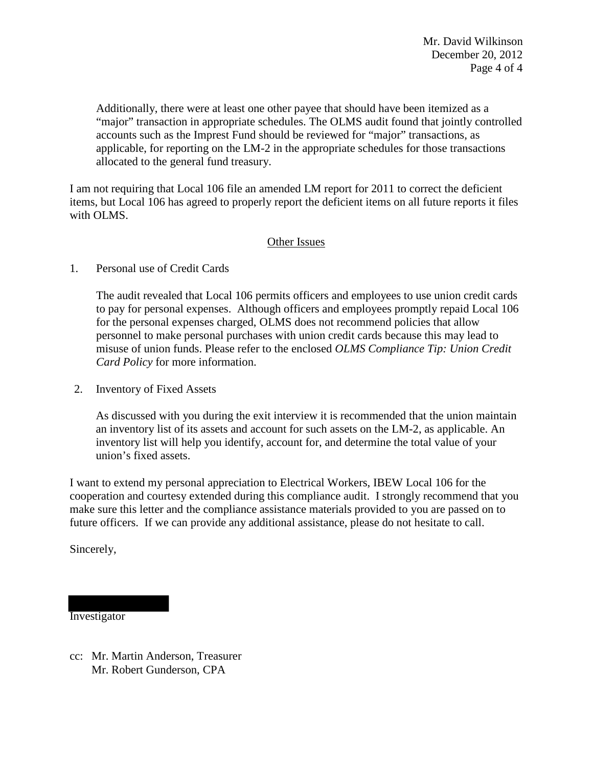Additionally, there were at least one other payee that should have been itemized as a "major" transaction in appropriate schedules. The OLMS audit found that jointly controlled accounts such as the Imprest Fund should be reviewed for "major" transactions, as applicable, for reporting on the LM-2 in the appropriate schedules for those transactions allocated to the general fund treasury.

I am not requiring that Local 106 file an amended LM report for 2011 to correct the deficient items, but Local 106 has agreed to properly report the deficient items on all future reports it files with OLMS.

## Other Issues

1. Personal use of Credit Cards

   The audit revealed that Local 106 permits officers and employees to use union credit cards to pay for personal expenses. Although officers and employees promptly repaid Local 106 for the personal expenses charged, OLMS does not recommend policies that allow personnel to make personal purchases with union credit cards because this may lead to misuse of union funds. Please refer to the enclosed *OLMS Compliance Tip: Union Credit Card Policy* for more information.

2. Inventory of Fixed Assets

   As discussed with you during the exit interview it is recommended that the union maintain an inventory list of its assets and account for such assets on the LM-2, as applicable. An inventory list will help you identify, account for, and determine the total value of your union's fixed assets.

I want to extend my personal appreciation to Electrical Workers, IBEW Local 106 for the cooperation and courtesy extended during this compliance audit. I strongly recommend that you make sure this letter and the compliance assistance materials provided to you are passed on to future officers. If we can provide any additional assistance, please do not hesitate to call.

Sincerely,

Investigator

cc: Mr. Martin Anderson, Treasurer
Mr. Robert Gunderson, CPA